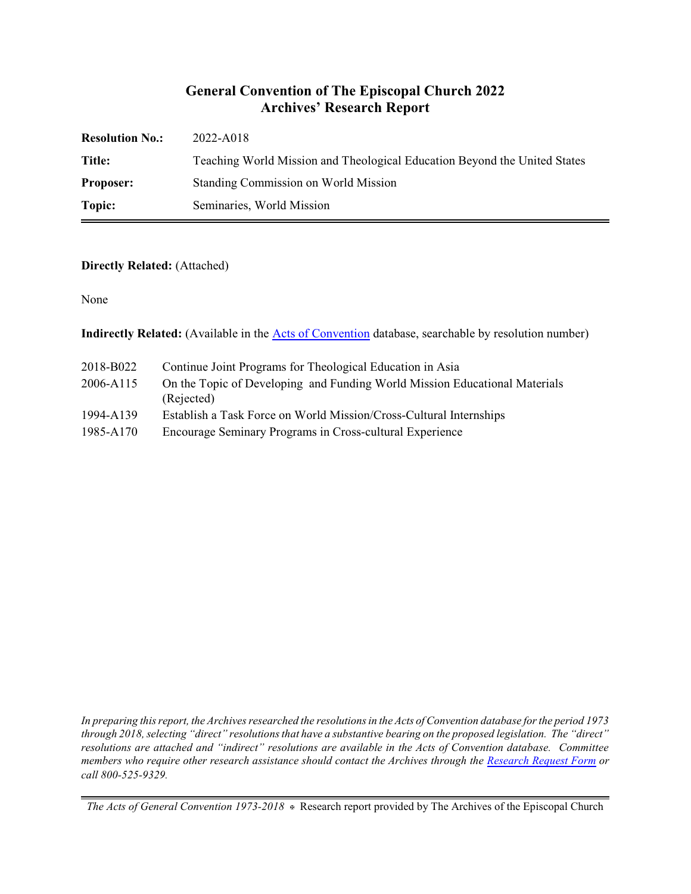# General Convention of The Episcopal Church 2022
## Archives' Research Report

| | |
|---|---|
| **Resolution No.:** | 2022-A018 |
| **Title:** | Teaching World Mission and Theological Education Beyond the United States |
| **Proposer:** | Standing Commission on World Mission |
| **Topic:** | Seminaries, World Mission |

**Directly Related:** (Attached)

None

**Indirectly Related:** (Available in the [Acts of Convention](#) database, searchable by resolution number)

| | |
|---|---|
| 2018-B022 | Continue Joint Programs for Theological Education in Asia |
| 2006-A115 | On the Topic of Developing and Funding World Mission Educational Materials (Rejected) |
| 1994-A139 | Establish a Task Force on World Mission/Cross-Cultural Internships |
| 1985-A170 | Encourage Seminary Programs in Cross-cultural Experience |

*In preparing this report, the Archives researched the resolutions in the Acts of Convention database for the period 1973 through 2018, selecting "direct" resolutions that have a substantive bearing on the proposed legislation. The "direct" resolutions are attached and "indirect" resolutions are available in the Acts of Convention database. Committee members who require other research assistance should contact the Archives through the [Research Request Form](#) or call 800-525-9329.*

*The Acts of General Convention 1973-2018* ⊕ Research report provided by The Archives of the Episcopal Church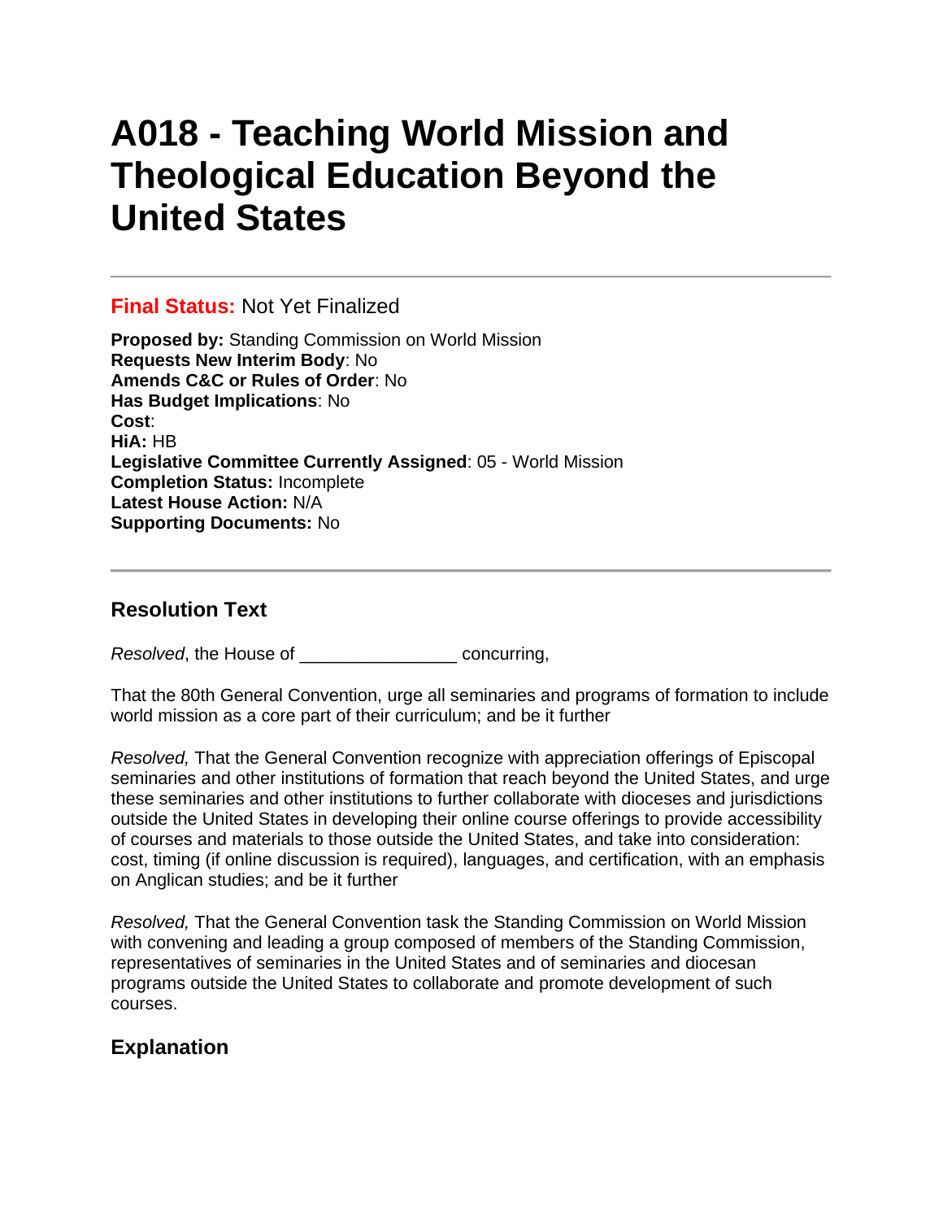# A018 - Teaching World Mission and Theological Education Beyond the United States

---

**Final Status:** Not Yet Finalized

**Proposed by:** Standing Commission on World Mission
**Requests New Interim Body**: No
**Amends C&C or Rules of Order**: No
**Has Budget Implications**: No
**Cost**:
**HiA:** HB
**Legislative Committee Currently Assigned**: 05 - World Mission
**Completion Status:** Incomplete
**Latest House Action:** N/A
**Supporting Documents:** No

---

## Resolution Text

*Resolved*, the House of ________________ concurring,

That the 80th General Convention, urge all seminaries and programs of formation to include world mission as a core part of their curriculum; and be it further

*Resolved,* That the General Convention recognize with appreciation offerings of Episcopal seminaries and other institutions of formation that reach beyond the United States, and urge these seminaries and other institutions to further collaborate with dioceses and jurisdictions outside the United States in developing their online course offerings to provide accessibility of courses and materials to those outside the United States, and take into consideration: cost, timing (if online discussion is required), languages, and certification, with an emphasis on Anglican studies; and be it further

*Resolved,* That the General Convention task the Standing Commission on World Mission with convening and leading a group composed of members of the Standing Commission, representatives of seminaries in the United States and of seminaries and diocesan programs outside the United States to collaborate and promote development of such courses.

## Explanation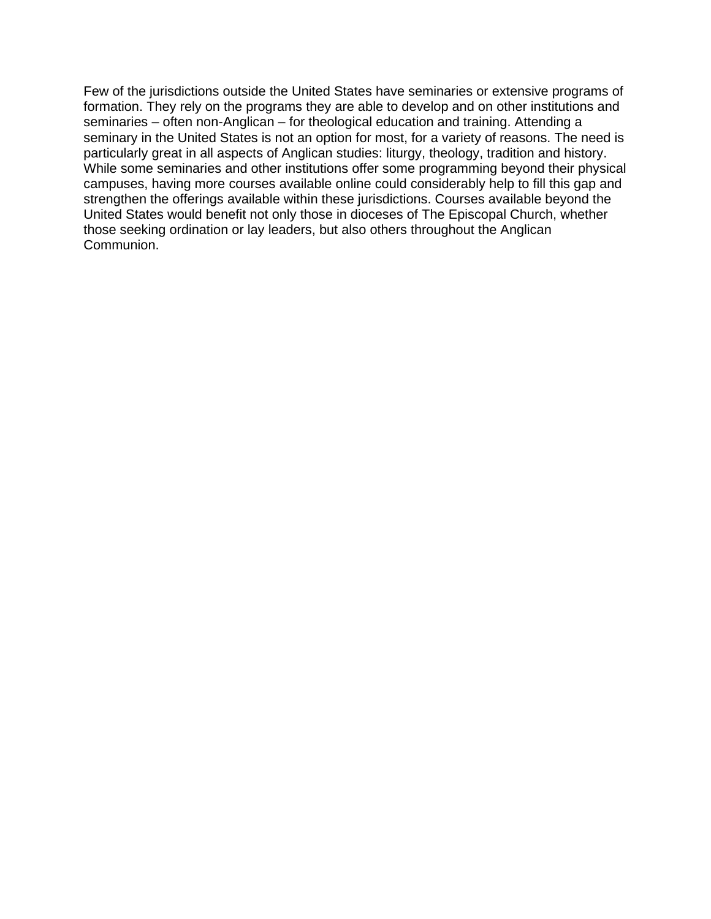Few of the jurisdictions outside the United States have seminaries or extensive programs of formation. They rely on the programs they are able to develop and on other institutions and seminaries – often non-Anglican – for theological education and training. Attending a seminary in the United States is not an option for most, for a variety of reasons. The need is particularly great in all aspects of Anglican studies: liturgy, theology, tradition and history. While some seminaries and other institutions offer some programming beyond their physical campuses, having more courses available online could considerably help to fill this gap and strengthen the offerings available within these jurisdictions. Courses available beyond the United States would benefit not only those in dioceses of The Episcopal Church, whether those seeking ordination or lay leaders, but also others throughout the Anglican Communion.